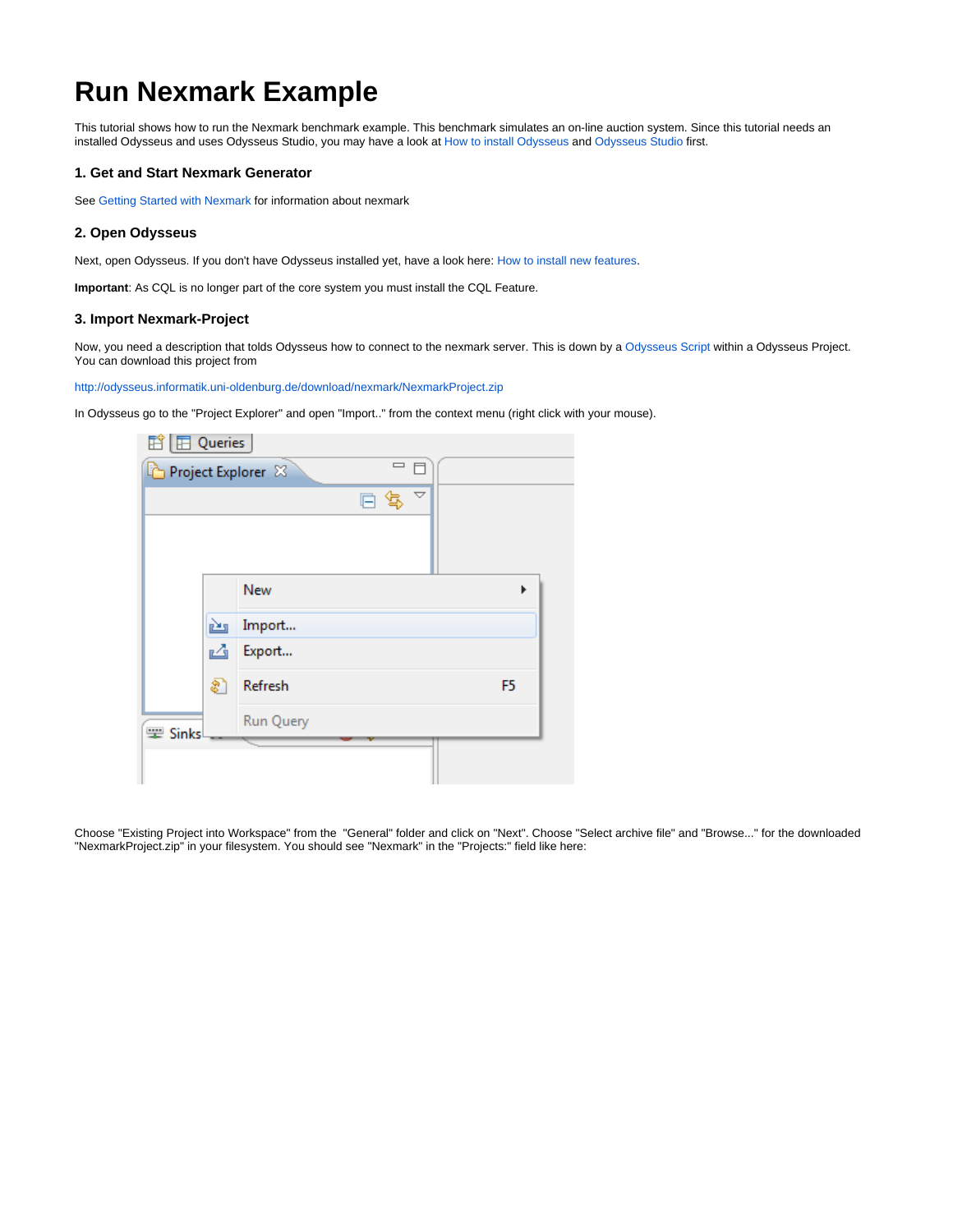# Run Nexmark Example

This tutorial shows how to run the Nexmark benchmark example. This benchmark simulates an on-line auction system. Since this tutorial needs an installed Odysseus and uses Odysseus Studio, you may have a look at How to install Odysseus and Odysseus Studio first.

### 1. Get and Start Nexmark Generator

See Getting Started with Nexmark for information about nexmark

### 2. Open Odysseus

Next, open Odysseus. If you don't have Odysseus installed yet, have a look here: How to install new features.

**Important**: As CQL is no longer part of the core system you must install the CQL Feature.

### 3. Import Nexmark-Project

Now, you need a description that tolds Odysseus how to connect to the nexmark server. This is down by a Odysseus Script within a Odysseus Project. You can download this project from

http://odysseus.informatik.uni-oldenburg.de/download/nexmark/NexmarkProject.zip

In Odysseus go to the "Project Explorer" and open "Import.." from the context menu (right click with your mouse).

Choose "Existing Project into Workspace" from the "General" folder and click on "Next". Choose "Select archive file" and "Browse..." for the downloaded "NexmarkProject.zip" in your filesystem. You should see "Nexmark" in the "Projects:" field like here: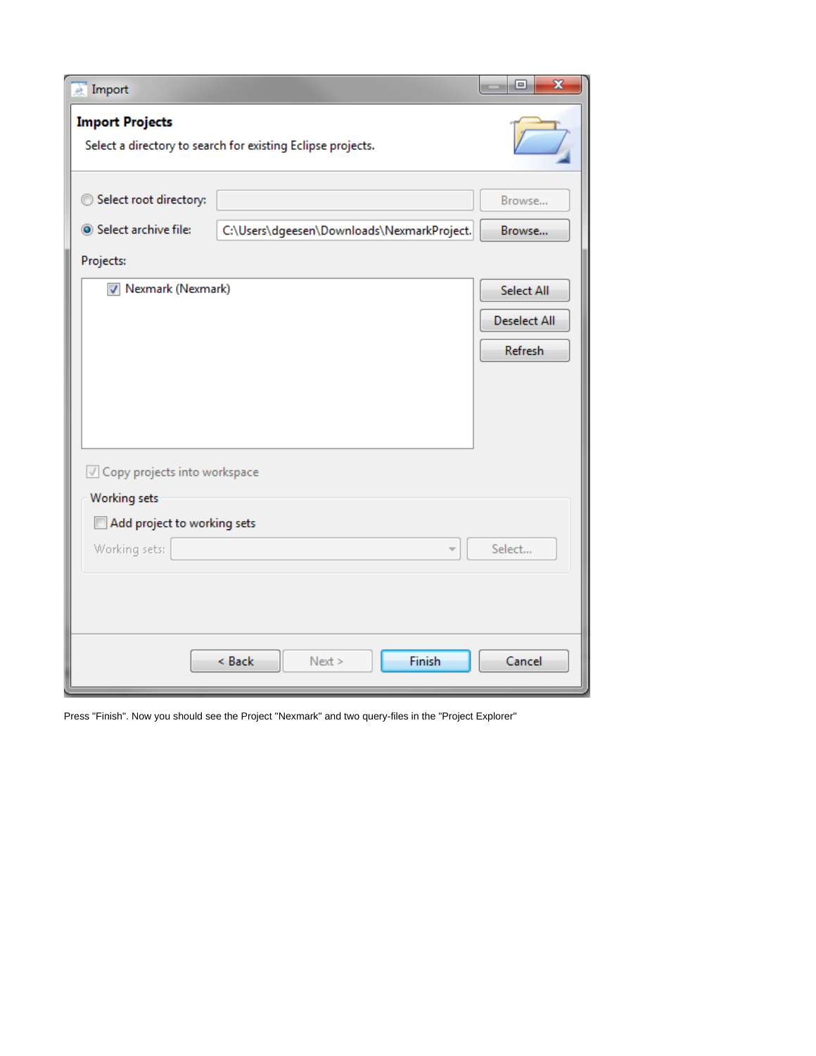Press "Finish". Now you should see the Project "Nexmark" and two query-files in the "Project Explorer"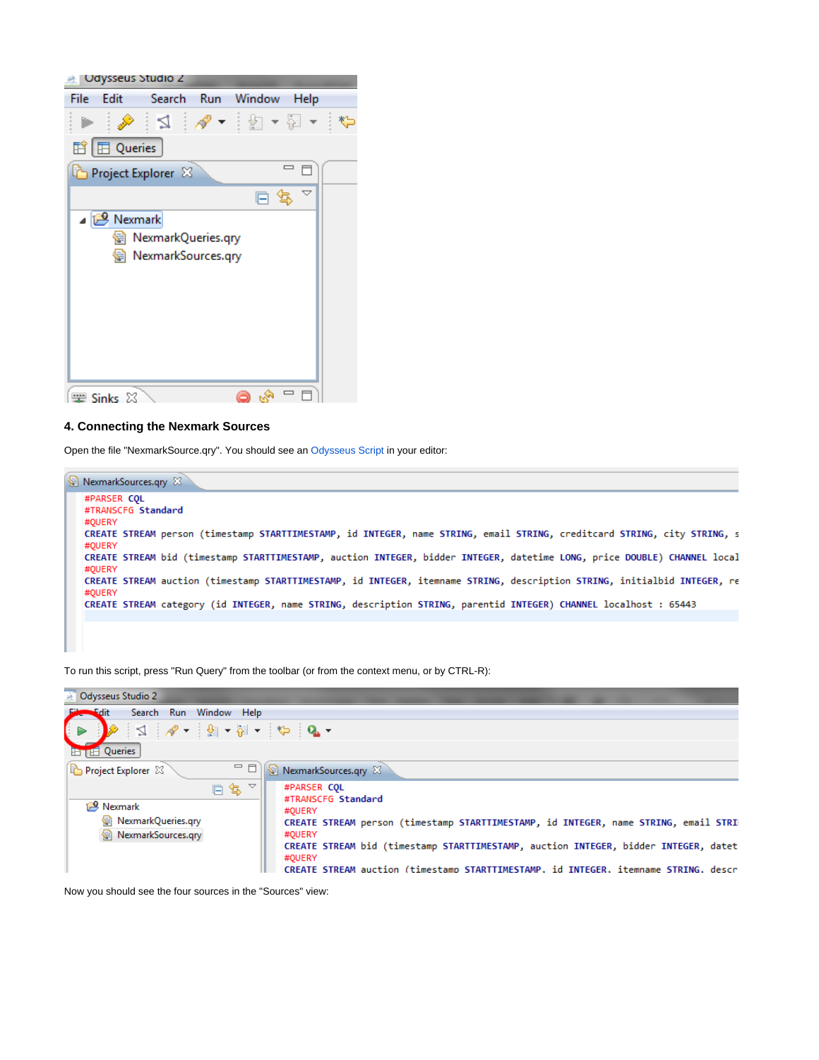## 4. Connecting the Nexmark Sources

Open the file "NexmarkSource.qry". You should see an Odysseus Script in your editor:

```
#PARSER CQL
#TRANSCFG Standard
#QUERY
CREATE STREAM person (timestamp STARTTIMESTAMP, id INTEGER, name STRING, email STRING, creditcard STRING, city STRING, s
#QUERY
CREATE STREAM bid (timestamp STARTTIMESTAMP, auction INTEGER, bidder INTEGER, datetime LONG, price DOUBLE) CHANNEL local
#QUERY
CREATE STREAM auction (timestamp STARTTIMESTAMP, id INTEGER, itemname STRING, description STRING, initialbid INTEGER, re
#QUERY
CREATE STREAM category (id INTEGER, name STRING, description STRING, parentid INTEGER) CHANNEL localhost : 65443
```

To run this script, press "Run Query" from the toolbar (or from the context menu, or by CTRL-R):

Now you should see the four sources in the "Sources" view: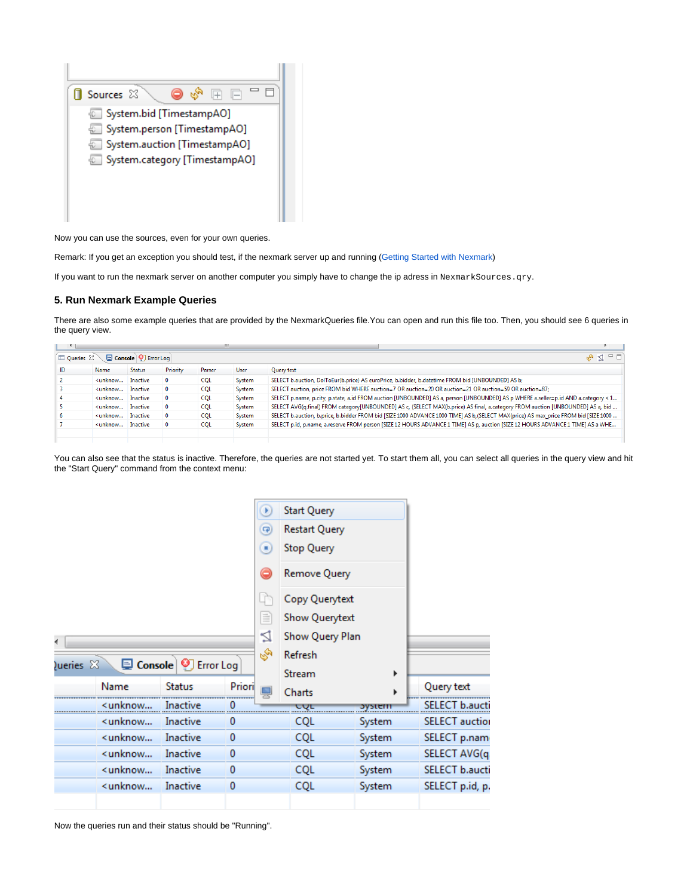Now you can use the sources, even for your own queries.

Remark: If you get an exception you should test, if the nexmark server up and running (Getting Started with Nexmark)

If you want to run the nexmark server on another computer you simply have to change the ip adress in `NexmarkSources.qry`.

### 5. Run Nexmark Example Queries

There are also some example queries that are provided by the NexmarkQueries file.You can open and run this file too. Then, you should see 6 queries in the query view.

You can also see that the status is inactive. Therefore, the queries are not started yet. To start them all, you can select all queries in the query view and hit the "Start Query" command from the context menu:

Now the queries run and their status should be "Running".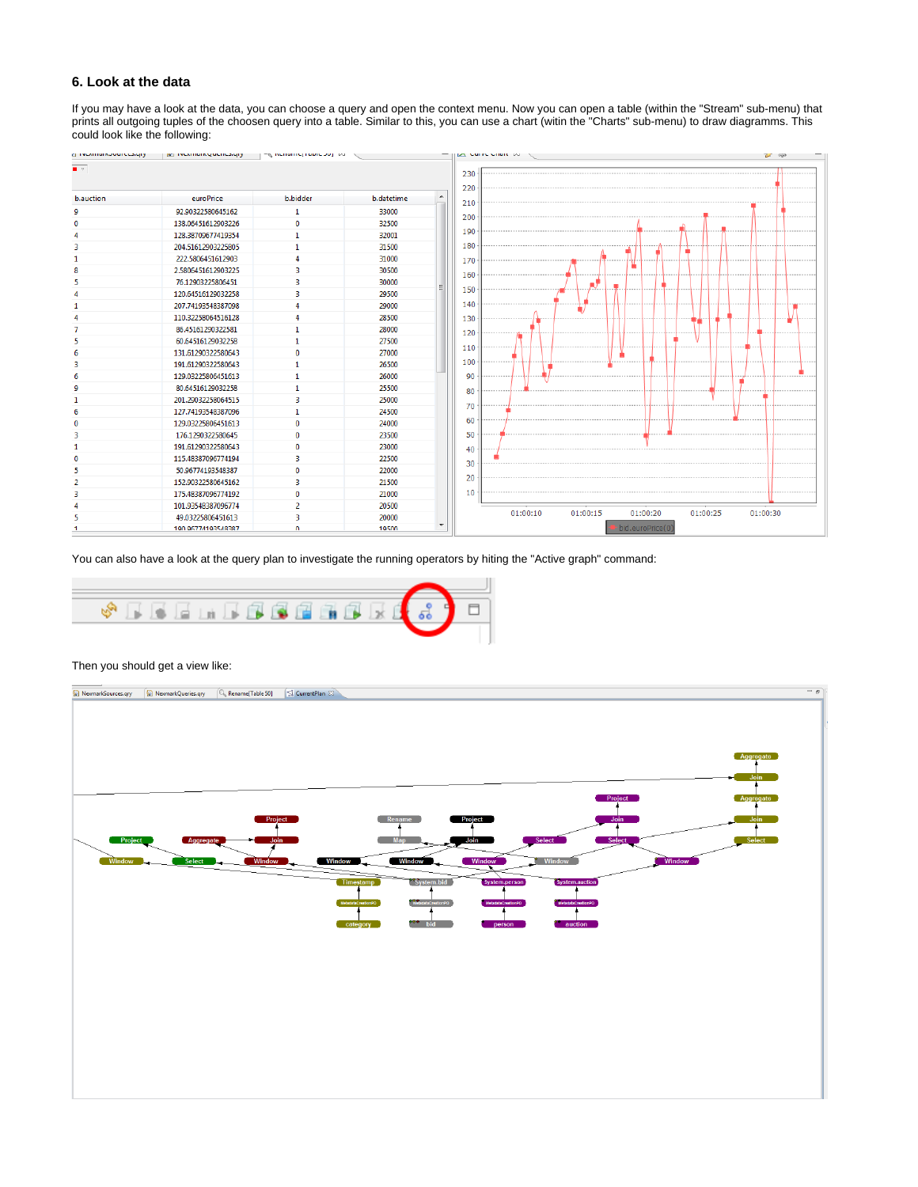### 6. Look at the data

If you may have a look at the data, you can choose a query and open the context menu. Now you can open a table (within the "Stream" sub-menu) that prints all outgoing tuples of the choosen query into a table. Similar to this, you can use a chart (witin the "Charts" sub-menu) to draw diagramms. This could look like the following:

You can also have a look at the query plan to investigate the running operators by hiting the "Active graph" command:

Then you should get a view like: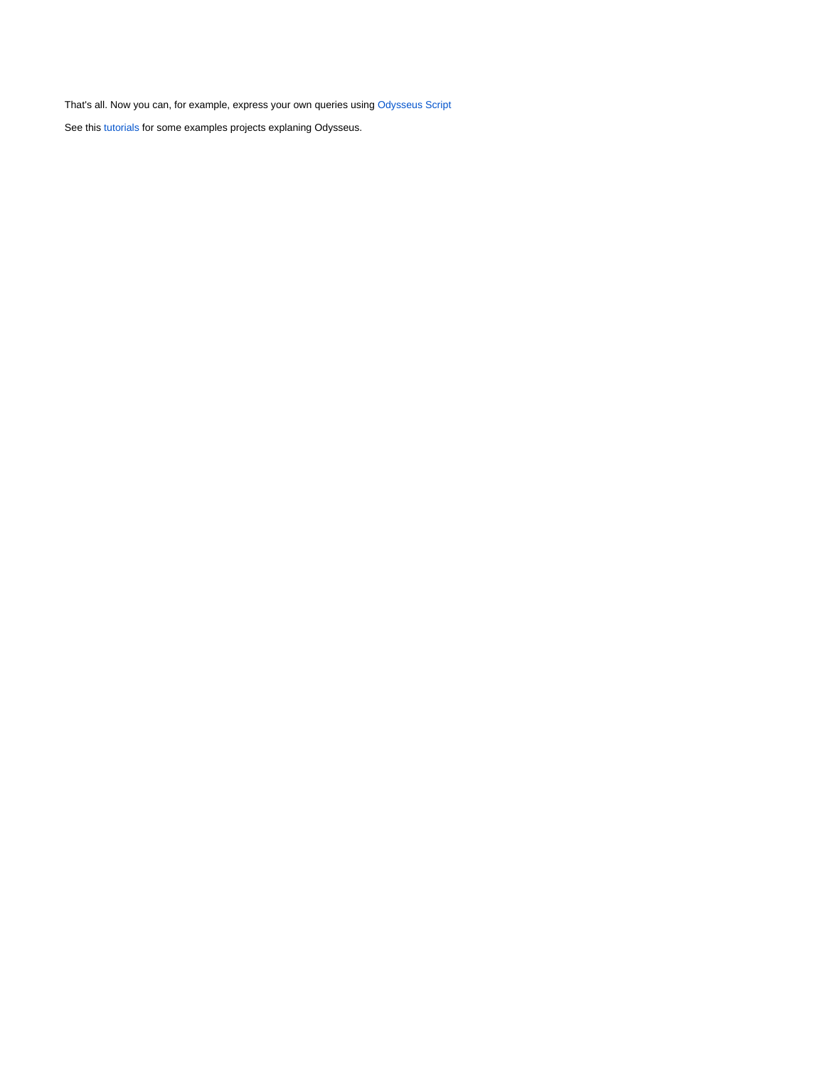That's all. Now you can, for example, express your own queries using Odysseus Script

See this tutorials for some examples projects explaning Odysseus.